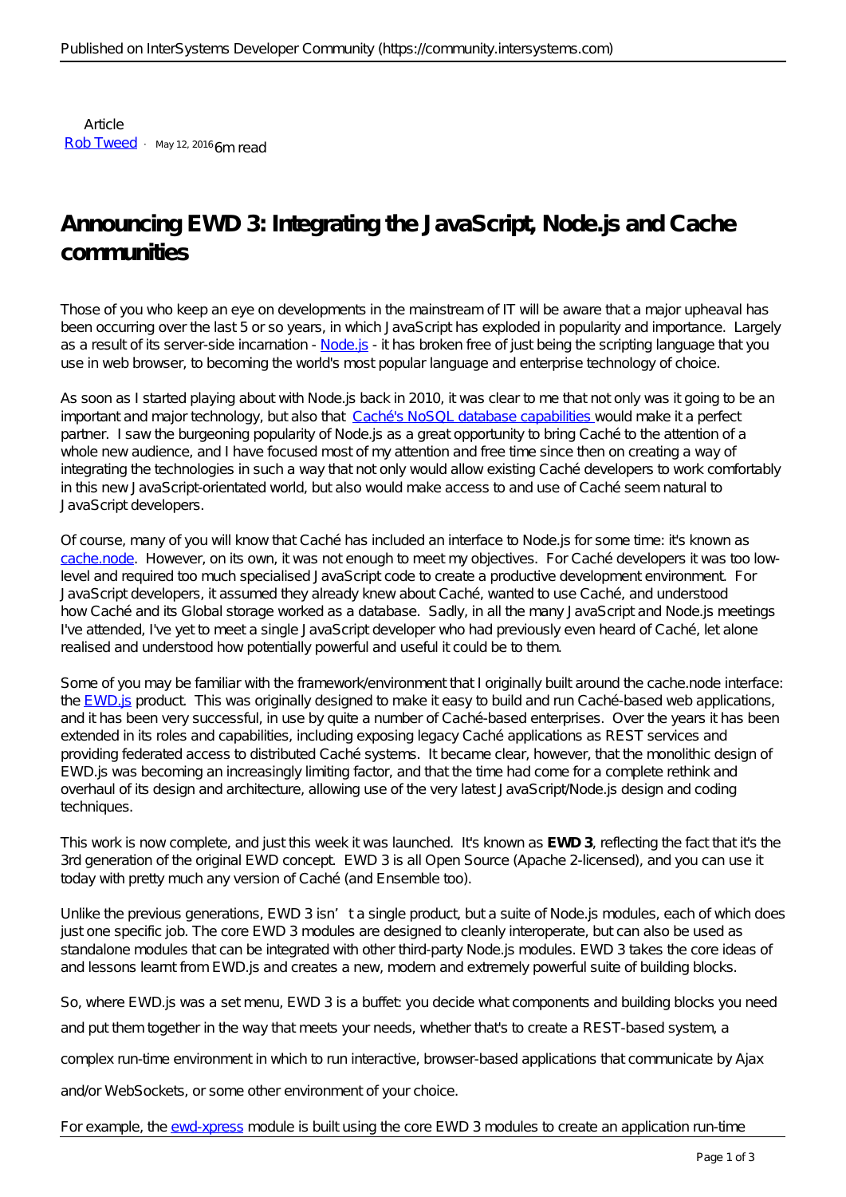Article
Rob Tweed · May 12, 2016 6m read

# Announcing EWD 3: Integrating the JavaScript, Node.js and Cache communities

Those of you who keep an eye on developments in the mainstream of IT will be aware that a major upheaval has been occurring over the last 5 or so years, in which JavaScript has exploded in popularity and importance. Largely as a result of its server-side incarnation - Node.js - it has broken free of just being the scripting language that you use in web browser, to becoming the world's most popular language and enterprise technology of choice.

As soon as I started playing about with Node.js back in 2010, it was clear to me that not only was it going to be an important and major technology, but also that Caché's NoSQL database capabilities would make it a perfect partner. I saw the burgeoning popularity of Node.js as a great opportunity to bring Caché to the attention of a whole new audience, and I have focused most of my attention and free time since then on creating a way of integrating the technologies in such a way that not only would allow existing Caché developers to work comfortably in this new JavaScript-orientated world, but also would make access to and use of Caché seem natural to JavaScript developers.

Of course, many of you will know that Caché has included an interface to Node.js for some time: it's known as cache.node. However, on its own, it was not enough to meet my objectives. For Caché developers it was too low-level and required too much specialised JavaScript code to create a productive development environment. For JavaScript developers, it assumed they already knew about Caché, wanted to use Caché, and understood how Caché and its Global storage worked as a database. Sadly, in all the many JavaScript and Node.js meetings I've attended, I've yet to meet a single JavaScript developer who had previously even heard of Caché, let alone realised and understood how potentially powerful and useful it could be to them.

Some of you may be familiar with the framework/environment that I originally built around the cache.node interface: the EWD.js product. This was originally designed to make it easy to build and run Caché-based web applications, and it has been very successful, in use by quite a number of Caché-based enterprises. Over the years it has been extended in its roles and capabilities, including exposing legacy Caché applications as REST services and providing federated access to distributed Caché systems. It became clear, however, that the monolithic design of EWD.js was becoming an increasingly limiting factor, and that the time had come for a complete rethink and overhaul of its design and architecture, allowing use of the very latest JavaScript/Node.js design and coding techniques.

This work is now complete, and just this week it was launched. It's known as **EWD 3**, reflecting the fact that it's the 3rd generation of the original EWD concept. EWD 3 is all Open Source (Apache 2-licensed), and you can use it today with pretty much any version of Caché (and Ensemble too).

Unlike the previous generations, EWD 3 isn't a single product, but a suite of Node.js modules, each of which does just one specific job. The core EWD 3 modules are designed to cleanly interoperate, but can also be used as standalone modules that can be integrated with other third-party Node.js modules. EWD 3 takes the core ideas of and lessons learnt from EWD.js and creates a new, modern and extremely powerful suite of building blocks.

So, where EWD.js was a set menu, EWD 3 is a buffet: you decide what components and building blocks you need and put them together in the way that meets your needs, whether that's to create a REST-based system, a complex run-time environment in which to run interactive, browser-based applications that communicate by Ajax and/or WebSockets, or some other environment of your choice.

For example, the ewd-xpress module is built using the core EWD 3 modules to create an application run-time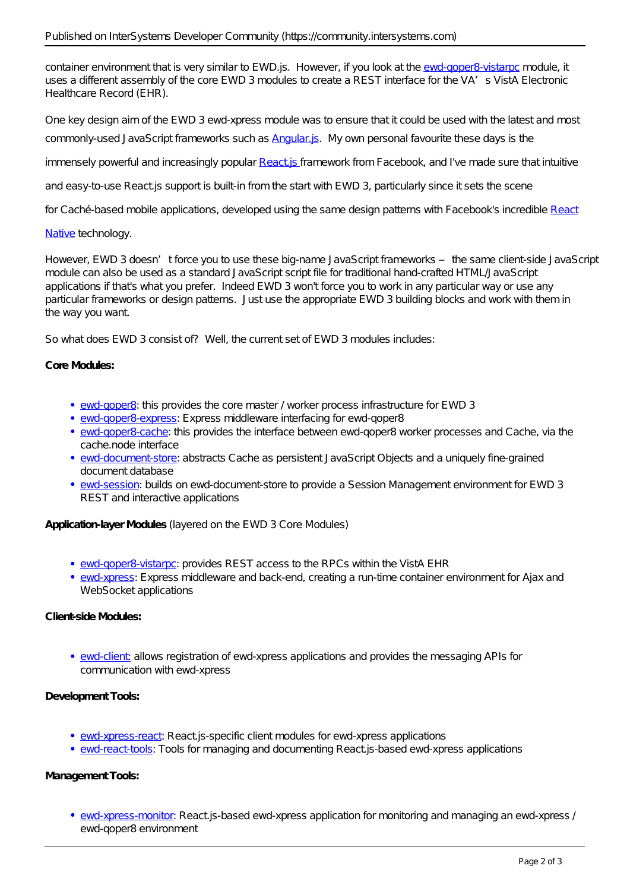container environment that is very similar to EWD.js. However, if you look at the [ewd-qoper8-vistarpc](ewd-qoper8-vistarpc) module, it uses a different assembly of the core EWD 3 modules to create a REST interface for the VA's VistA Electronic Healthcare Record (EHR).

One key design aim of the EWD 3 ewd-xpress module was to ensure that it could be used with the latest and most commonly-used JavaScript frameworks such as Angular.js. My own personal favourite these days is the immensely powerful and increasingly popular React.js framework from Facebook, and I've made sure that intuitive and easy-to-use React.js support is built-in from the start with EWD 3, particularly since it sets the scene for Caché-based mobile applications, developed using the same design patterns with Facebook's incredible React Native technology.

However, EWD 3 doesn't force you to use these big-name JavaScript frameworks – the same client-side JavaScript module can also be used as a standard JavaScript script file for traditional hand-crafted HTML/JavaScript applications if that's what you prefer. Indeed EWD 3 won't force you to work in any particular way or use any particular frameworks or design patterns. Just use the appropriate EWD 3 building blocks and work with them in the way you want.

So what does EWD 3 consist of? Well, the current set of EWD 3 modules includes:

**Core Modules:**

- ewd-qoper8: this provides the core master / worker process infrastructure for EWD 3
- ewd-qoper8-express: Express middleware interfacing for ewd-qoper8
- ewd-qoper8-cache: this provides the interface between ewd-qoper8 worker processes and Cache, via the cache.node interface
- ewd-document-store: abstracts Cache as persistent JavaScript Objects and a uniquely fine-grained document database
- ewd-session: builds on ewd-document-store to provide a Session Management environment for EWD 3 REST and interactive applications

**Application-layer Modules** (layered on the EWD 3 Core Modules)

- ewd-qoper8-vistarpc: provides REST access to the RPCs within the VistA EHR
- ewd-xpress: Express middleware and back-end, creating a run-time container environment for Ajax and WebSocket applications

**Client-side Modules:**

- ewd-client: allows registration of ewd-xpress applications and provides the messaging APIs for communication with ewd-xpress

**Development Tools:**

- ewd-xpress-react: React.js-specific client modules for ewd-xpress applications
- ewd-react-tools: Tools for managing and documenting React.js-based ewd-xpress applications

**Management Tools:**

- ewd-xpress-monitor: React.js-based ewd-xpress application for monitoring and managing an ewd-xpress / ewd-qoper8 environment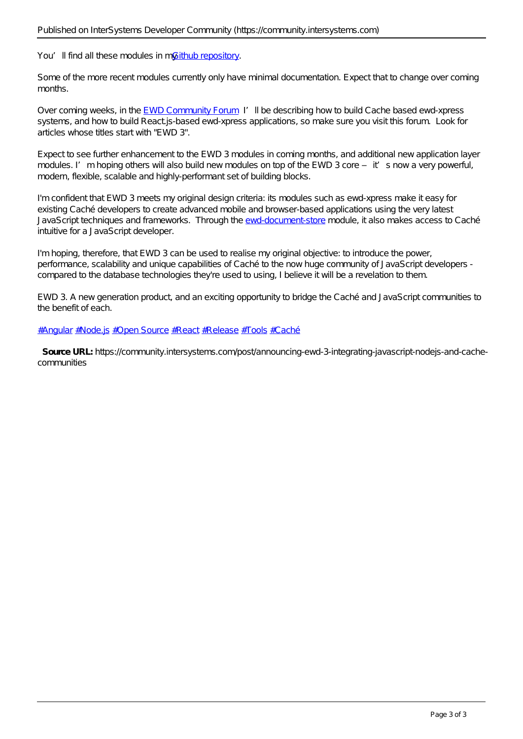You'll find all these modules in my Github repository.

Some of the more recent modules currently only have minimal documentation. Expect that to change over coming months.

Over coming weeks, in the EWD Community Forum I'll be describing how to build Cache based ewd-xpress systems, and how to build React.js-based ewd-xpress applications, so make sure you visit this forum. Look for articles whose titles start with "EWD 3".

Expect to see further enhancement to the EWD 3 modules in coming months, and additional new application layer modules. I'm hoping others will also build new modules on top of the EWD 3 core – it's now a very powerful, modern, flexible, scalable and highly-performant set of building blocks.

I'm confident that EWD 3 meets my original design criteria: its modules such as ewd-xpress make it easy for existing Caché developers to create advanced mobile and browser-based applications using the very latest JavaScript techniques and frameworks. Through the ewd-document-store module, it also makes access to Caché intuitive for a JavaScript developer.

I'm hoping, therefore, that EWD 3 can be used to realise my original objective: to introduce the power, performance, scalability and unique capabilities of Caché to the now huge community of JavaScript developers - compared to the database technologies they're used to using, I believe it will be a revelation to them.

EWD 3. A new generation product, and an exciting opportunity to bridge the Caché and JavaScript communities to the benefit of each.

#Angular #Node.js #Open Source #React #Release #Tools #Caché

**Source URL:** https://community.intersystems.com/post/announcing-ewd-3-integrating-javascript-nodejs-and-cache-communities